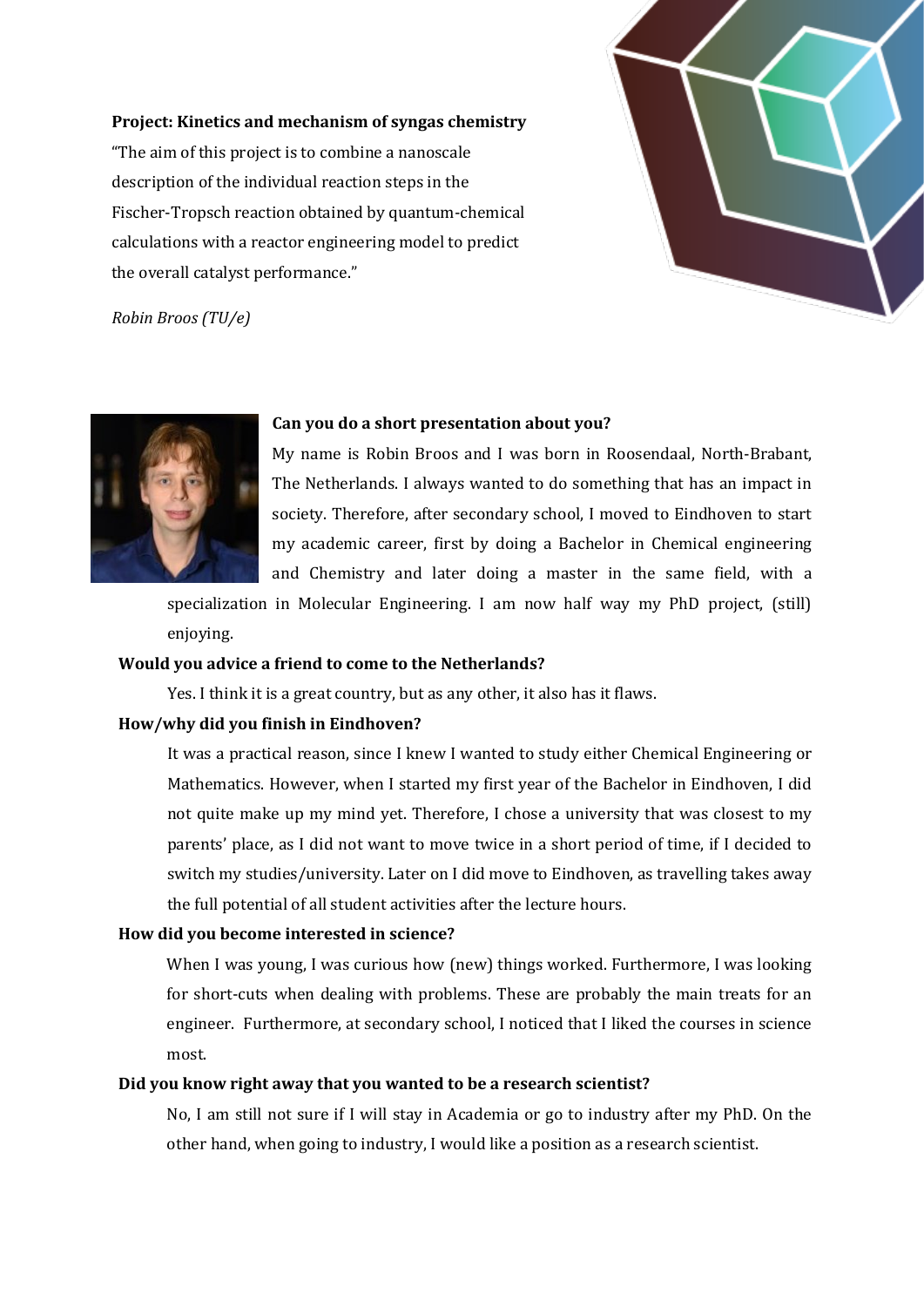**Project: Kinetics and mechanism of syngas chemistry**

"The aim of this project is to combine a nanoscale description of the individual reaction steps in the Fischer-Tropsch reaction obtained by quantum-chemical calculations with a reactor engineering model to predict the overall catalyst performance."

*Robin Broos (TU/e)*

**Can you do a short presentation about you?**

My name is Robin Broos and I was born in Roosendaal, North-Brabant, The Netherlands. I always wanted to do something that has an impact in society. Therefore, after secondary school, I moved to Eindhoven to start my academic career, first by doing a Bachelor in Chemical engineering and Chemistry and later doing a master in the same field, with a specialization in Molecular Engineering. I am now half way my PhD project, (still) enjoying.

**Would you advice a friend to come to the Netherlands?**

Yes. I think it is a great country, but as any other, it also has it flaws.

**How/why did you finish in Eindhoven?**

It was a practical reason, since I knew I wanted to study either Chemical Engineering or Mathematics. However, when I started my first year of the Bachelor in Eindhoven, I did not quite make up my mind yet. Therefore, I chose a university that was closest to my parents' place, as I did not want to move twice in a short period of time, if I decided to switch my studies/university. Later on I did move to Eindhoven, as travelling takes away the full potential of all student activities after the lecture hours.

**How did you become interested in science?**

When I was young, I was curious how (new) things worked. Furthermore, I was looking for short-cuts when dealing with problems. These are probably the main treats for an engineer. Furthermore, at secondary school, I noticed that I liked the courses in science most.

**Did you know right away that you wanted to be a research scientist?**

No, I am still not sure if I will stay in Academia or go to industry after my PhD. On the other hand, when going to industry, I would like a position as a research scientist.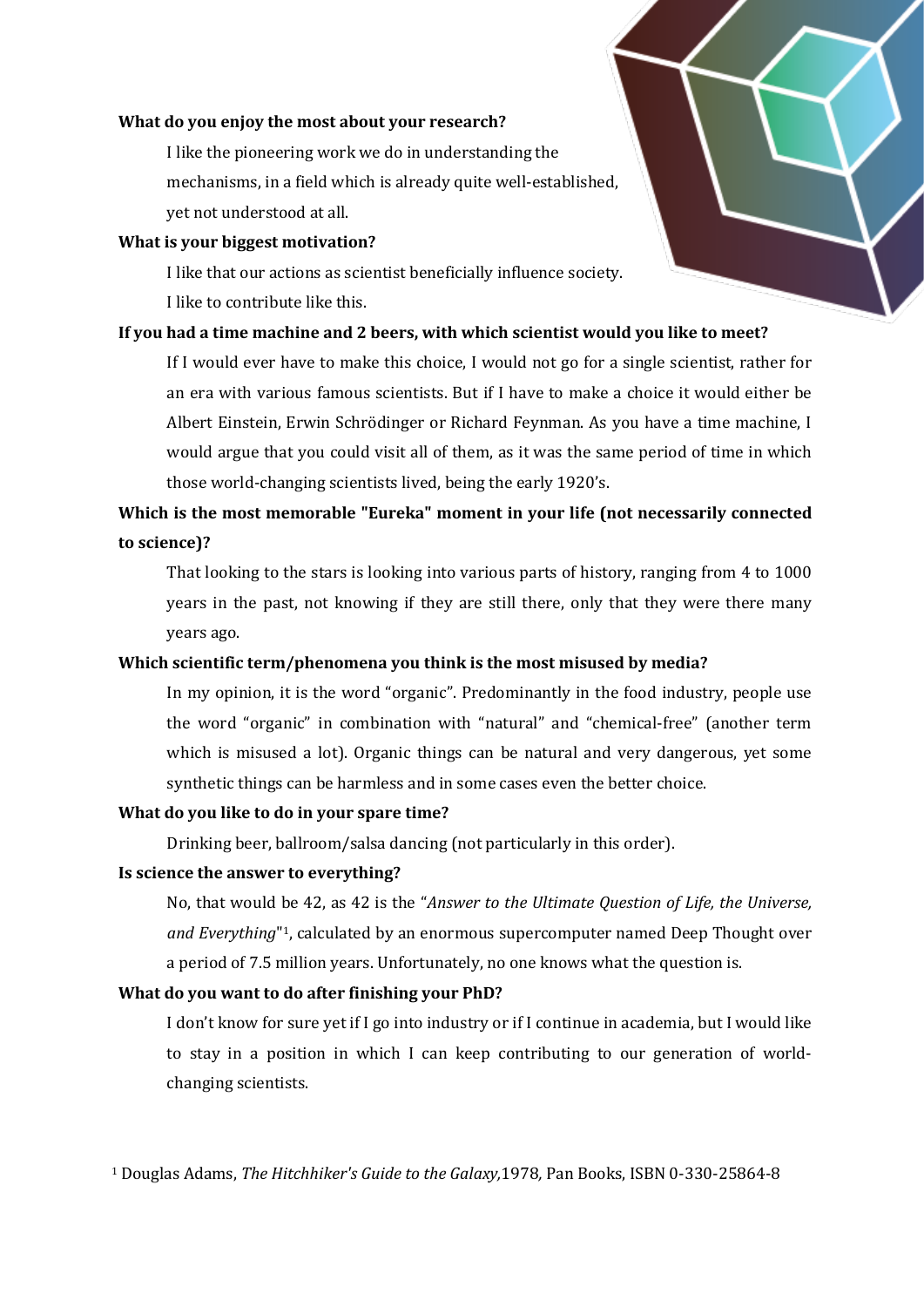**What do you enjoy the most about your research?**

I like the pioneering work we do in understanding the mechanisms, in a field which is already quite well-established, yet not understood at all.

**What is your biggest motivation?**

I like that our actions as scientist beneficially influence society. I like to contribute like this.

**If you had a time machine and 2 beers, with which scientist would you like to meet?**

If I would ever have to make this choice, I would not go for a single scientist, rather for an era with various famous scientists. But if I have to make a choice it would either be Albert Einstein, Erwin Schrödinger or Richard Feynman. As you have a time machine, I would argue that you could visit all of them, as it was the same period of time in which those world-changing scientists lived, being the early 1920's.

**Which is the most memorable "Eureka" moment in your life (not necessarily connected to science)?**

That looking to the stars is looking into various parts of history, ranging from 4 to 1000 years in the past, not knowing if they are still there, only that they were there many years ago.

**Which scientific term/phenomena you think is the most misused by media?**

In my opinion, it is the word "organic". Predominantly in the food industry, people use the word "organic" in combination with "natural" and "chemical-free" (another term which is misused a lot). Organic things can be natural and very dangerous, yet some synthetic things can be harmless and in some cases even the better choice.

**What do you like to do in your spare time?**

Drinking beer, ballroom/salsa dancing (not particularly in this order).

**Is science the answer to everything?**

No, that would be 42, as 42 is the "*Answer to the Ultimate Question of Life, the Universe, and Everything*"[1], calculated by an enormous supercomputer named Deep Thought over a period of 7.5 million years. Unfortunately, no one knows what the question is.

**What do you want to do after finishing your PhD?**

I don't know for sure yet if I go into industry or if I continue in academia, but I would like to stay in a position in which I can keep contributing to our generation of world-changing scientists.

[1] Douglas Adams, *The Hitchhiker's Guide to the Galaxy,*1978*,* Pan Books, ISBN 0-330-25864-8